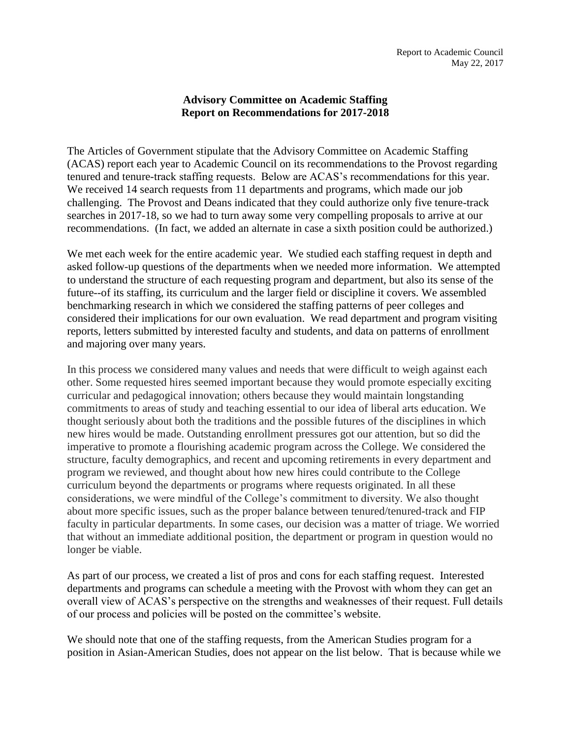Report to Academic Council
May 22, 2017

## Advisory Committee on Academic Staffing
## Report on Recommendations for 2017-2018

The Articles of Government stipulate that the Advisory Committee on Academic Staffing (ACAS) report each year to Academic Council on its recommendations to the Provost regarding tenured and tenure-track staffing requests. Below are ACAS's recommendations for this year. We received 14 search requests from 11 departments and programs, which made our job challenging. The Provost and Deans indicated that they could authorize only five tenure-track searches in 2017-18, so we had to turn away some very compelling proposals to arrive at our recommendations. (In fact, we added an alternate in case a sixth position could be authorized.)

We met each week for the entire academic year. We studied each staffing request in depth and asked follow-up questions of the departments when we needed more information. We attempted to understand the structure of each requesting program and department, but also its sense of the future--of its staffing, its curriculum and the larger field or discipline it covers. We assembled benchmarking research in which we considered the staffing patterns of peer colleges and considered their implications for our own evaluation. We read department and program visiting reports, letters submitted by interested faculty and students, and data on patterns of enrollment and majoring over many years.

In this process we considered many values and needs that were difficult to weigh against each other. Some requested hires seemed important because they would promote especially exciting curricular and pedagogical innovation; others because they would maintain longstanding commitments to areas of study and teaching essential to our idea of liberal arts education. We thought seriously about both the traditions and the possible futures of the disciplines in which new hires would be made. Outstanding enrollment pressures got our attention, but so did the imperative to promote a flourishing academic program across the College. We considered the structure, faculty demographics, and recent and upcoming retirements in every department and program we reviewed, and thought about how new hires could contribute to the College curriculum beyond the departments or programs where requests originated. In all these considerations, we were mindful of the College's commitment to diversity. We also thought about more specific issues, such as the proper balance between tenured/tenured-track and FIP faculty in particular departments. In some cases, our decision was a matter of triage. We worried that without an immediate additional position, the department or program in question would no longer be viable.

As part of our process, we created a list of pros and cons for each staffing request. Interested departments and programs can schedule a meeting with the Provost with whom they can get an overall view of ACAS's perspective on the strengths and weaknesses of their request. Full details of our process and policies will be posted on the committee's website.

We should note that one of the staffing requests, from the American Studies program for a position in Asian-American Studies, does not appear on the list below. That is because while we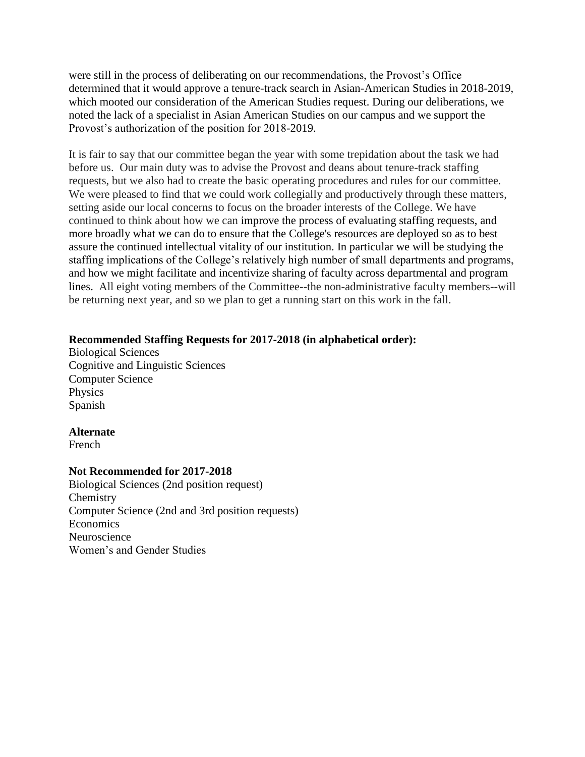were still in the process of deliberating on our recommendations, the Provost's Office determined that it would approve a tenure-track search in Asian-American Studies in 2018-2019, which mooted our consideration of the American Studies request. During our deliberations, we noted the lack of a specialist in Asian American Studies on our campus and we support the Provost's authorization of the position for 2018-2019.

It is fair to say that our committee began the year with some trepidation about the task we had before us. Our main duty was to advise the Provost and deans about tenure-track staffing requests, but we also had to create the basic operating procedures and rules for our committee. We were pleased to find that we could work collegially and productively through these matters, setting aside our local concerns to focus on the broader interests of the College. We have continued to think about how we can improve the process of evaluating staffing requests, and more broadly what we can do to ensure that the College's resources are deployed so as to best assure the continued intellectual vitality of our institution. In particular we will be studying the staffing implications of the College's relatively high number of small departments and programs, and how we might facilitate and incentivize sharing of faculty across departmental and program lines. All eight voting members of the Committee--the non-administrative faculty members--will be returning next year, and so we plan to get a running start on this work in the fall.

**Recommended Staffing Requests for 2017-2018 (in alphabetical order):**
Biological Sciences
Cognitive and Linguistic Sciences
Computer Science
Physics
Spanish

**Alternate**
French

**Not Recommended for 2017-2018**
Biological Sciences (2nd position request)
Chemistry
Computer Science (2nd and 3rd position requests)
Economics
Neuroscience
Women's and Gender Studies